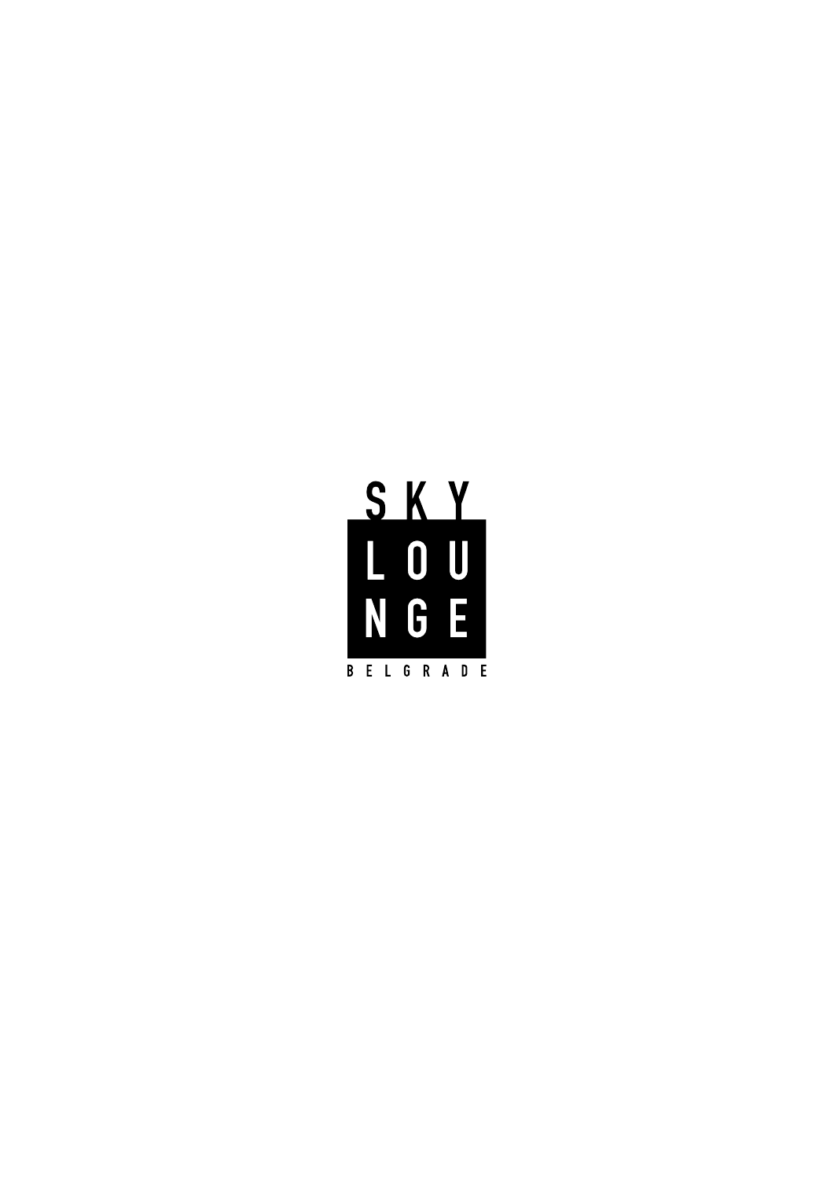SKY
LOU
NGE
BELGRADE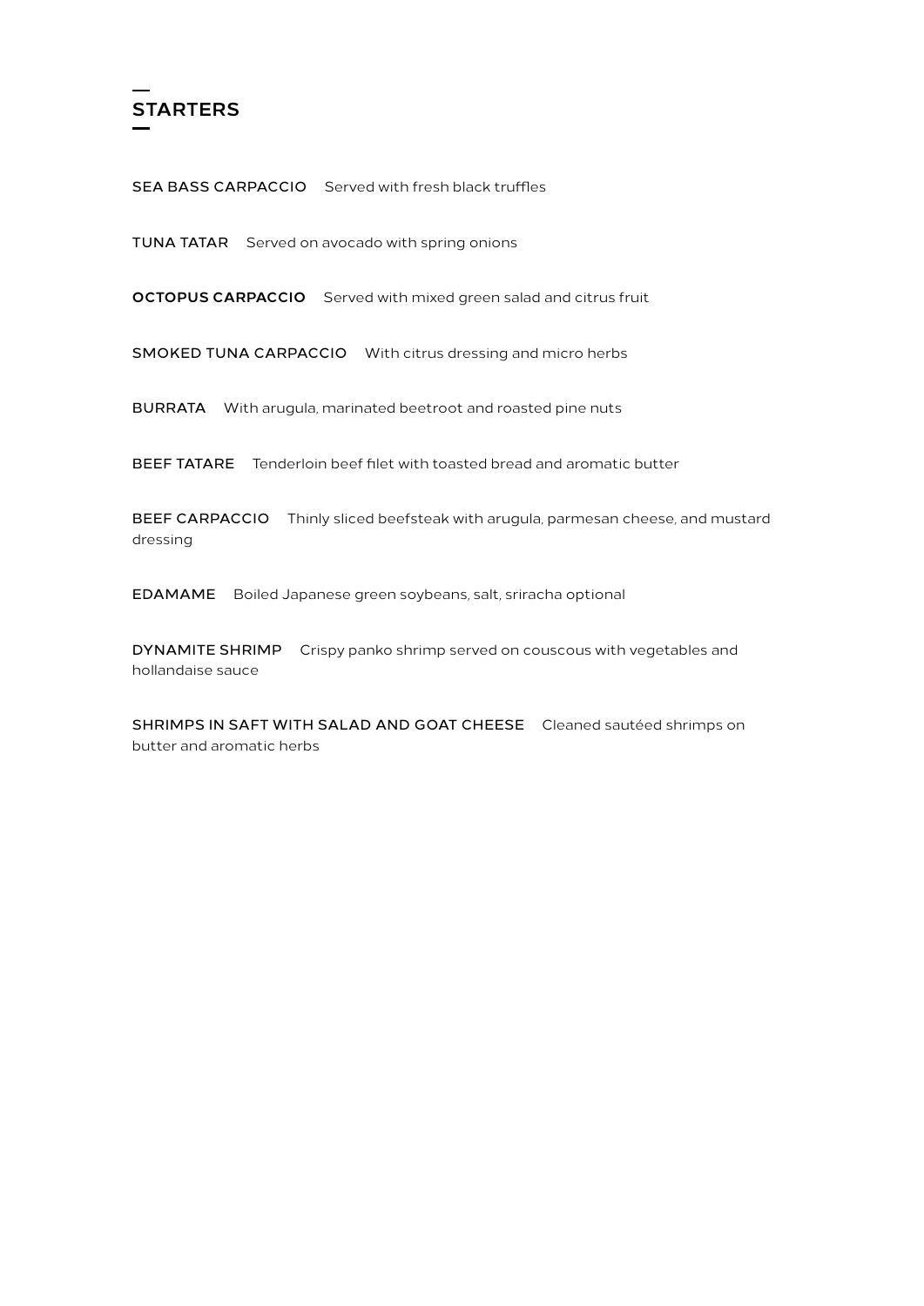## STARTERS

**SEA BASS CARPACCIO** Served with fresh black truffles

**TUNA TATAR** Served on avocado with spring onions

**OCTOPUS CARPACCIO** Served with mixed green salad and citrus fruit

**SMOKED TUNA CARPACCIO** With citrus dressing and micro herbs

**BURRATA** With arugula, marinated beetroot and roasted pine nuts

**BEEF TATARE** Tenderloin beef filet with toasted bread and aromatic butter

**BEEF CARPACCIO** Thinly sliced beefsteak with arugula, parmesan cheese, and mustard dressing

**EDAMAME** Boiled Japanese green soybeans, salt, sriracha optional

**DYNAMITE SHRIMP** Crispy panko shrimp served on couscous with vegetables and hollandaise sauce

**SHRIMPS IN SAFT WITH SALAD AND GOAT CHEESE** Cleaned sautéed shrimps on butter and aromatic herbs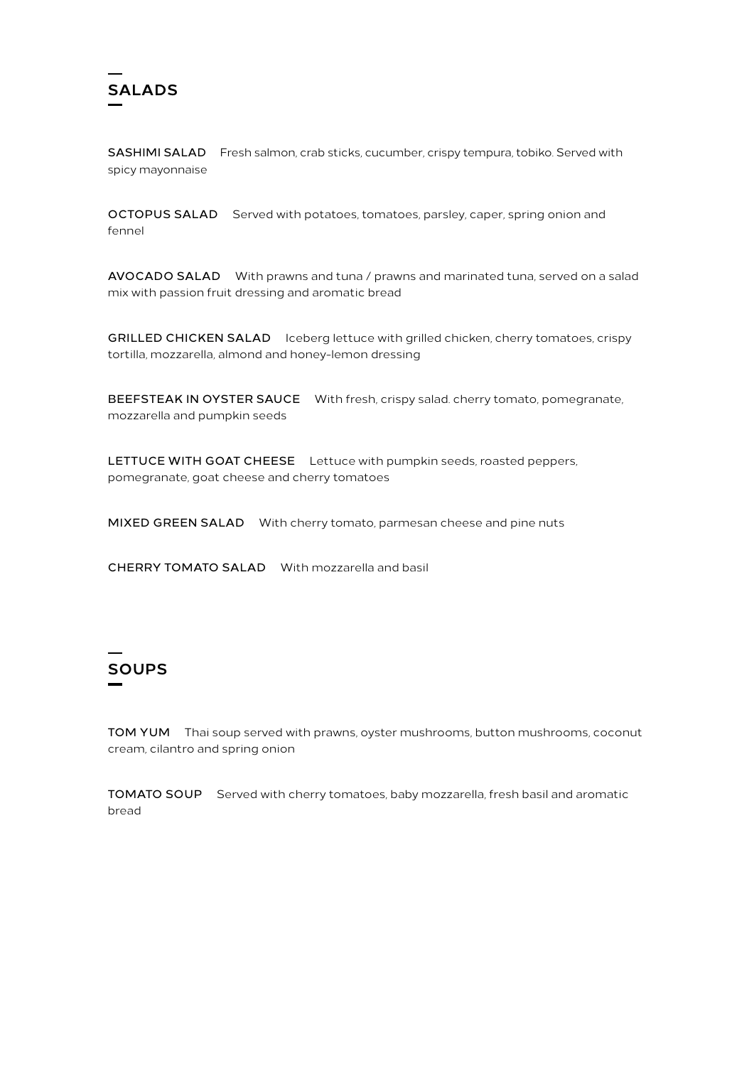## SALADS

**SASHIMI SALAD** Fresh salmon, crab sticks, cucumber, crispy tempura, tobiko. Served with spicy mayonnaise

**OCTOPUS SALAD** Served with potatoes, tomatoes, parsley, caper, spring onion and fennel

**AVOCADO SALAD** With prawns and tuna / prawns and marinated tuna, served on a salad mix with passion fruit dressing and aromatic bread

**GRILLED CHICKEN SALAD** Iceberg lettuce with grilled chicken, cherry tomatoes, crispy tortilla, mozzarella, almond and honey-lemon dressing

**BEEFSTEAK IN OYSTER SAUCE** With fresh, crispy salad. cherry tomato, pomegranate, mozzarella and pumpkin seeds

**LETTUCE WITH GOAT CHEESE** Lettuce with pumpkin seeds, roasted peppers, pomegranate, goat cheese and cherry tomatoes

**MIXED GREEN SALAD** With cherry tomato, parmesan cheese and pine nuts

**CHERRY TOMATO SALAD** With mozzarella and basil

## SOUPS

**TOM YUM** Thai soup served with prawns, oyster mushrooms, button mushrooms, coconut cream, cilantro and spring onion

**TOMATO SOUP** Served with cherry tomatoes, baby mozzarella, fresh basil and aromatic bread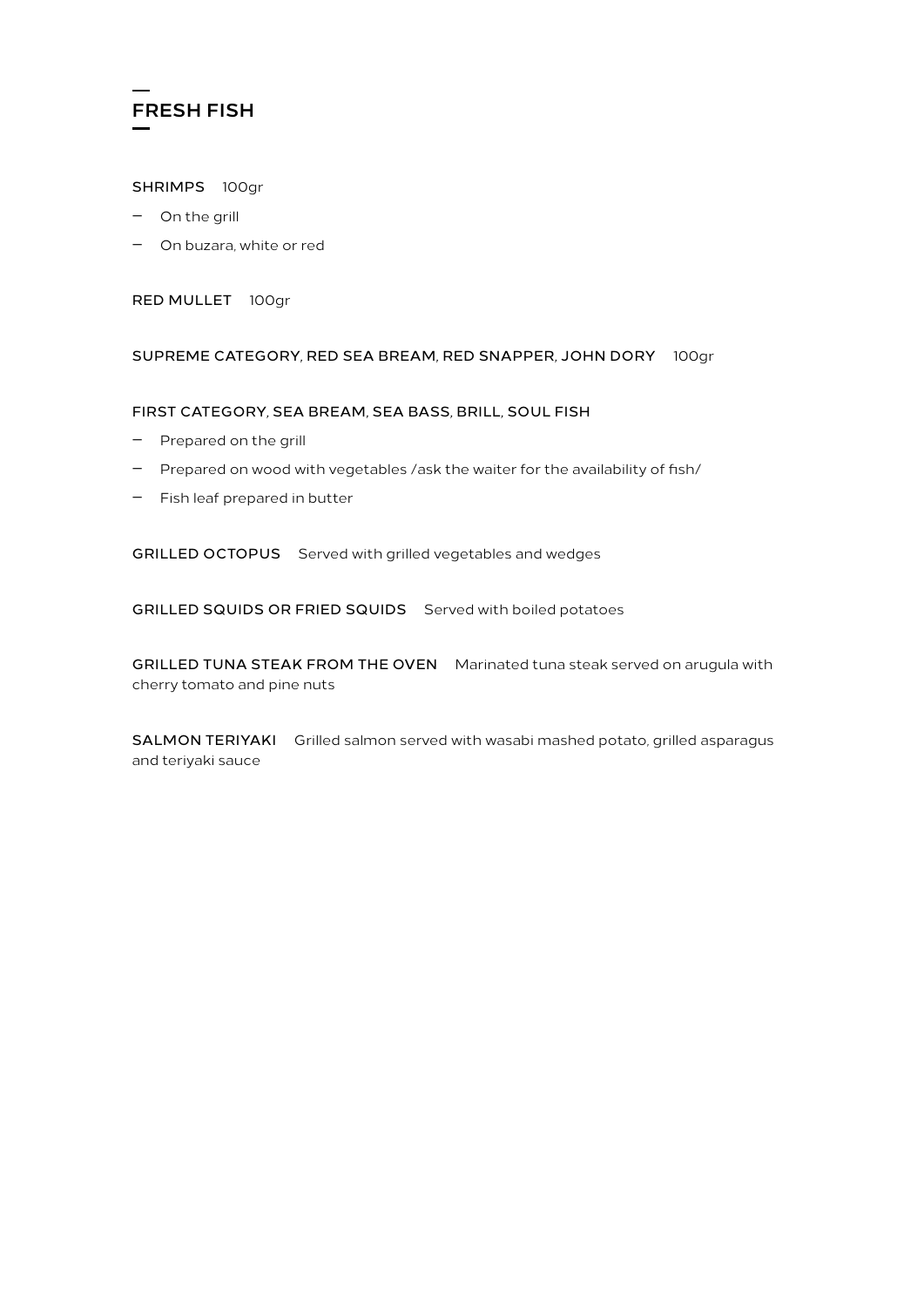## FRESH FISH

**SHRIMPS** 100gr

- On the grill
- On buzara, white or red

**RED MULLET** 100gr

**SUPREME CATEGORY, RED SEA BREAM, RED SNAPPER, JOHN DORY** 100gr

**FIRST CATEGORY, SEA BREAM, SEA BASS, BRILL, SOUL FISH**

- Prepared on the grill
- Prepared on wood with vegetables /ask the waiter for the availability of fish/
- Fish leaf prepared in butter

**GRILLED OCTOPUS** Served with grilled vegetables and wedges

**GRILLED SQUIDS OR FRIED SQUIDS** Served with boiled potatoes

**GRILLED TUNA STEAK FROM THE OVEN** Marinated tuna steak served on arugula with cherry tomato and pine nuts

**SALMON TERIYAKI** Grilled salmon served with wasabi mashed potato, grilled asparagus and teriyaki sauce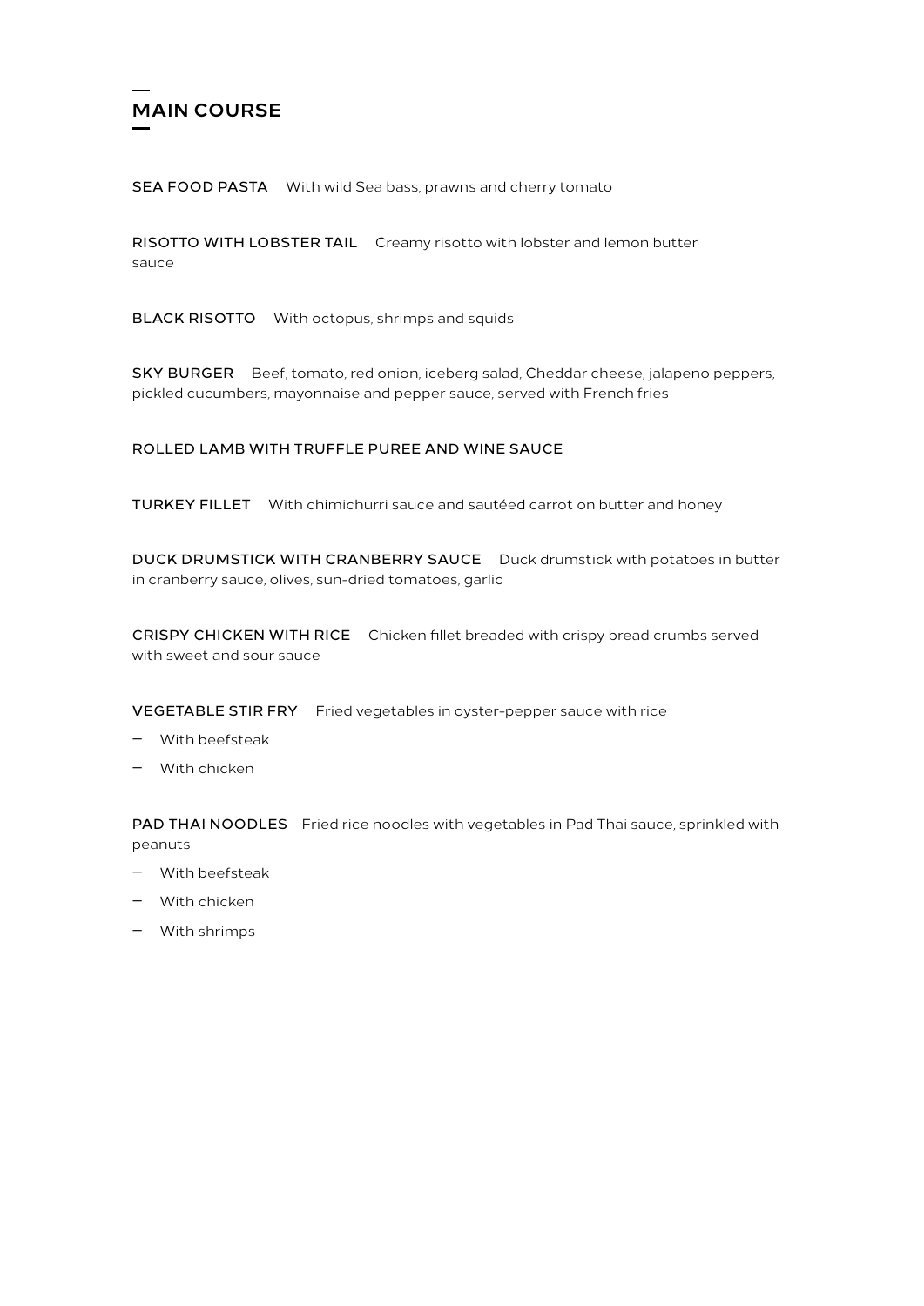## MAIN COURSE

**SEA FOOD PASTA** With wild Sea bass, prawns and cherry tomato

**RISOTTO WITH LOBSTER TAIL** Creamy risotto with lobster and lemon butter sauce

**BLACK RISOTTO** With octopus, shrimps and squids

**SKY BURGER** Beef, tomato, red onion, iceberg salad, Cheddar cheese, jalapeno peppers, pickled cucumbers, mayonnaise and pepper sauce, served with French fries

**ROLLED LAMB WITH TRUFFLE PUREE AND WINE SAUCE**

**TURKEY FILLET** With chimichurri sauce and sautéed carrot on butter and honey

**DUCK DRUMSTICK WITH CRANBERRY SAUCE** Duck drumstick with potatoes in butter in cranberry sauce, olives, sun-dried tomatoes, garlic

**CRISPY CHICKEN WITH RICE** Chicken fillet breaded with crispy bread crumbs served with sweet and sour sauce

**VEGETABLE STIR FRY** Fried vegetables in oyster-pepper sauce with rice

- With beefsteak
- With chicken

**PAD THAI NOODLES** Fried rice noodles with vegetables in Pad Thai sauce, sprinkled with peanuts

- With beefsteak
- With chicken
- With shrimps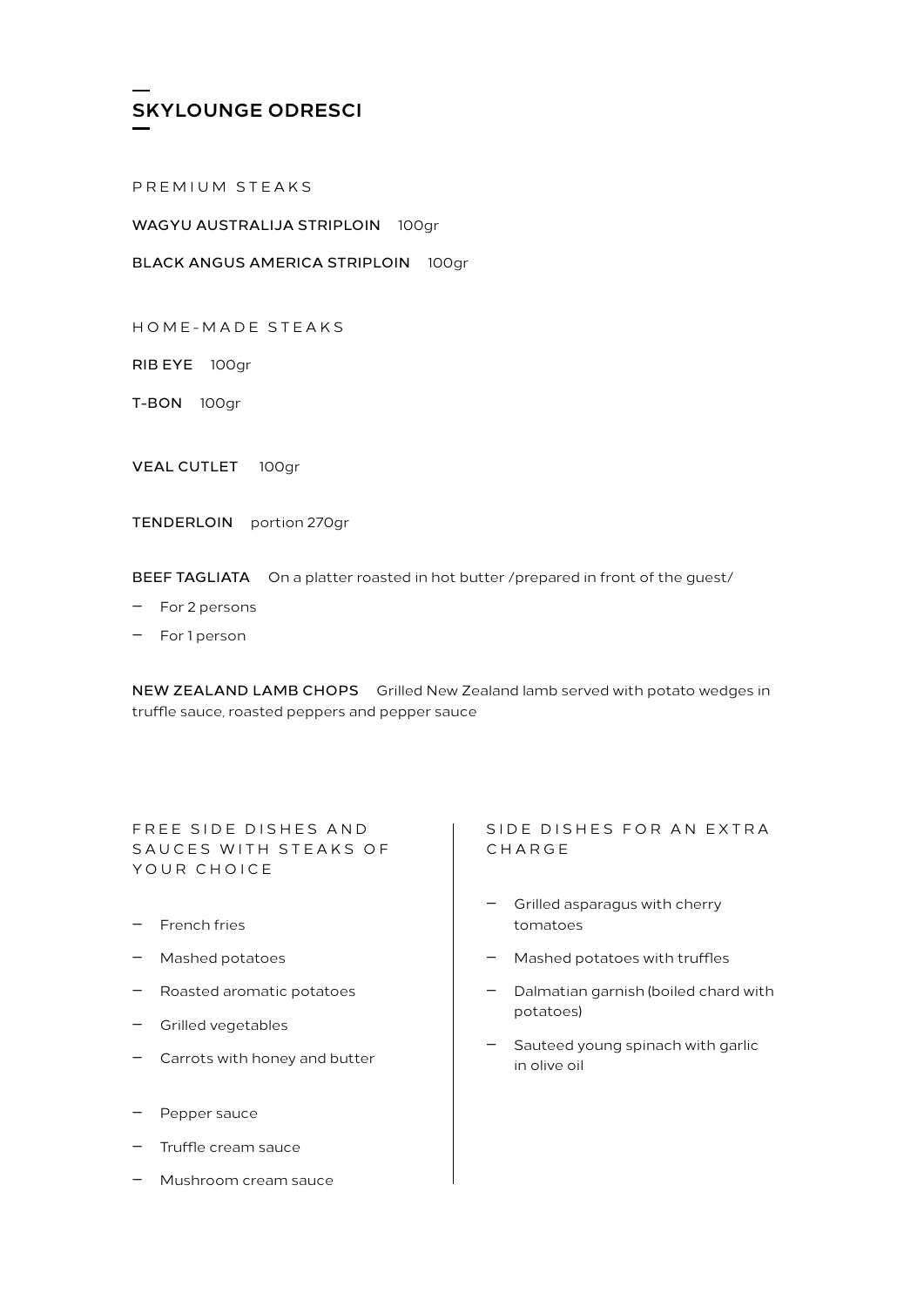# SKYLOUNGE ODRESCI

## PREMIUM STEAKS

**WAGYU AUSTRALIJA STRIPLOIN** 100gr

**BLACK ANGUS AMERICA STRIPLOIN** 100gr

## HOME-MADE STEAKS

**RIB EYE** 100gr

**T-BON** 100gr

**VEAL CUTLET** 100gr

**TENDERLOIN** portion 270gr

**BEEF TAGLIATA** On a platter roasted in hot butter /prepared in front of the guest/

- For 2 persons
- For 1 person

**NEW ZEALAND LAMB CHOPS** Grilled New Zealand lamb served with potato wedges in truffle sauce, roasted peppers and pepper sauce

## FREE SIDE DISHES AND SAUCES WITH STEAKS OF YOUR CHOICE

- French fries
- Mashed potatoes
- Roasted aromatic potatoes
- Grilled vegetables
- Carrots with honey and butter

- Pepper sauce
- Truffle cream sauce
- Mushroom cream sauce

## SIDE DISHES FOR AN EXTRA CHARGE

- Grilled asparagus with cherry tomatoes
- Mashed potatoes with truffles
- Dalmatian garnish (boiled chard with potatoes)
- Sauteed young spinach with garlic in olive oil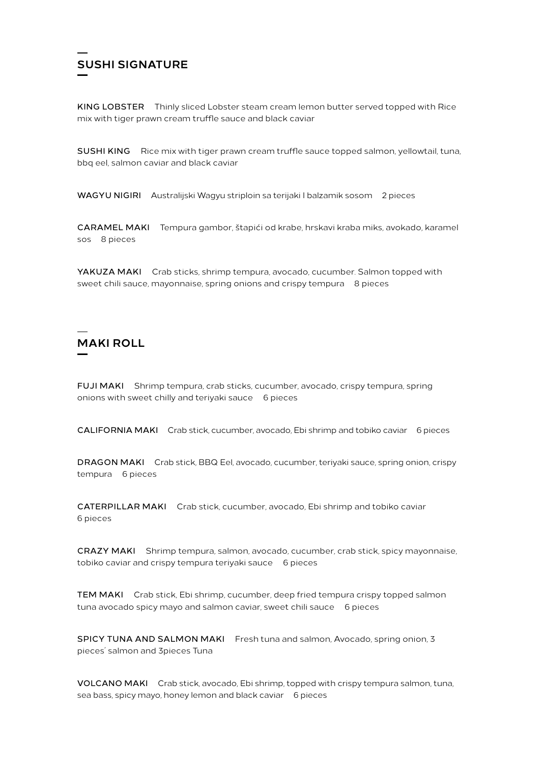## SUSHI SIGNATURE

**KING LOBSTER** Thinly sliced Lobster steam cream lemon butter served topped with Rice mix with tiger prawn cream truffle sauce and black caviar

**SUSHI KING** Rice mix with tiger prawn cream truffle sauce topped salmon, yellowtail, tuna, bbq eel, salmon caviar and black caviar

**WAGYU NIGIRI** Australijski Wagyu striploin sa terijaki I balzamik sosom 2 pieces

**CARAMEL MAKI** Tempura gambor, štapići od krabe, hrskavi kraba miks, avokado, karamel sos 8 pieces

**YAKUZA MAKI** Crab sticks, shrimp tempura, avocado, cucumber. Salmon topped with sweet chili sauce, mayonnaise, spring onions and crispy tempura 8 pieces

## MAKI ROLL

**FUJI MAKI** Shrimp tempura, crab sticks, cucumber, avocado, crispy tempura, spring onions with sweet chilly and teriyaki sauce 6 pieces

**CALIFORNIA MAKI** Crab stick, cucumber, avocado, Ebi shrimp and tobiko caviar 6 pieces

**DRAGON MAKI** Crab stick, BBQ Eel, avocado, cucumber, teriyaki sauce, spring onion, crispy tempura 6 pieces

**CATERPILLAR MAKI** Crab stick, cucumber, avocado, Ebi shrimp and tobiko caviar 6 pieces

**CRAZY MAKI** Shrimp tempura, salmon, avocado, cucumber, crab stick, spicy mayonnaise, tobiko caviar and crispy tempura teriyaki sauce 6 pieces

**TEM MAKI** Crab stick, Ebi shrimp, cucumber, deep fried tempura crispy topped salmon tuna avocado spicy mayo and salmon caviar, sweet chili sauce 6 pieces

**SPICY TUNA AND SALMON MAKI** Fresh tuna and salmon, Avocado, spring onion, 3 pieces' salmon and 3pieces Tuna

**VOLCANO MAKI** Crab stick, avocado, Ebi shrimp, topped with crispy tempura salmon, tuna, sea bass, spicy mayo, honey lemon and black caviar 6 pieces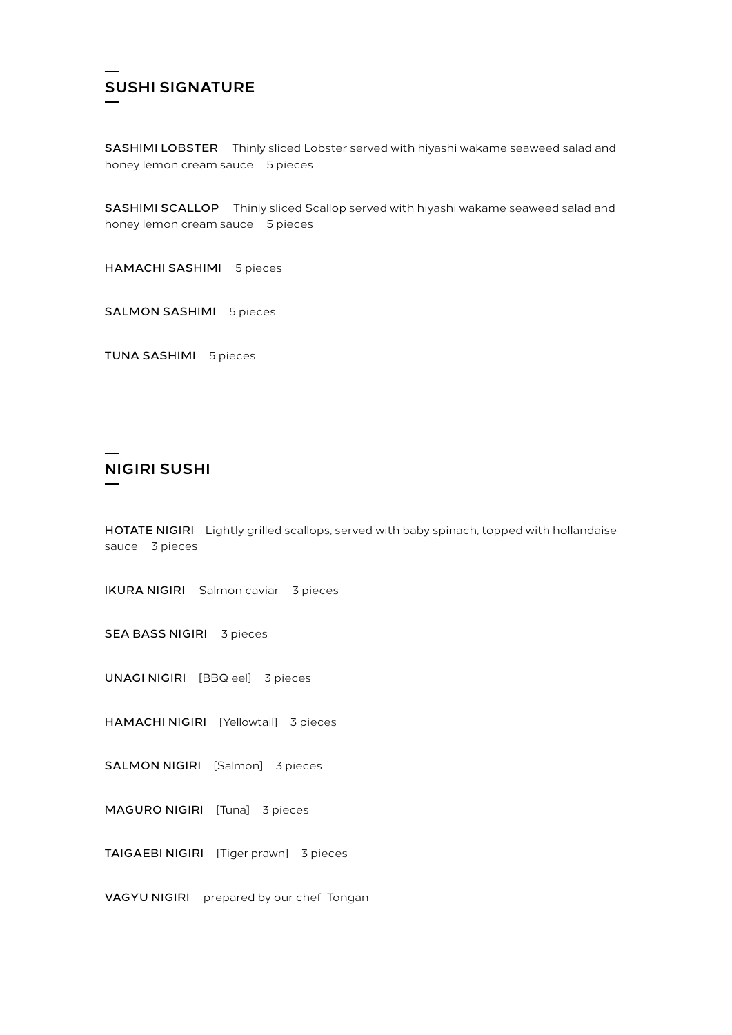## SUSHI SIGNATURE

**SASHIMI LOBSTER** Thinly sliced Lobster served with hiyashi wakame seaweed salad and honey lemon cream sauce 5 pieces

**SASHIMI SCALLOP** Thinly sliced Scallop served with hiyashi wakame seaweed salad and honey lemon cream sauce 5 pieces

**HAMACHI SASHIMI** 5 pieces

**SALMON SASHIMI** 5 pieces

**TUNA SASHIMI** 5 pieces

## NIGIRI SUSHI

**HOTATE NIGIRI** Lightly grilled scallops, served with baby spinach, topped with hollandaise sauce 3 pieces

**IKURA NIGIRI** Salmon caviar 3 pieces

**SEA BASS NIGIRI** 3 pieces

**UNAGI NIGIRI** [BBQ eel] 3 pieces

**HAMACHI NIGIRI** [Yellowtail] 3 pieces

**SALMON NIGIRI** [Salmon] 3 pieces

**MAGURO NIGIRI** [Tuna] 3 pieces

**TAIGAEBI NIGIRI** [Tiger prawn] 3 pieces

**VAGYU NIGIRI** prepared by our chef Tongan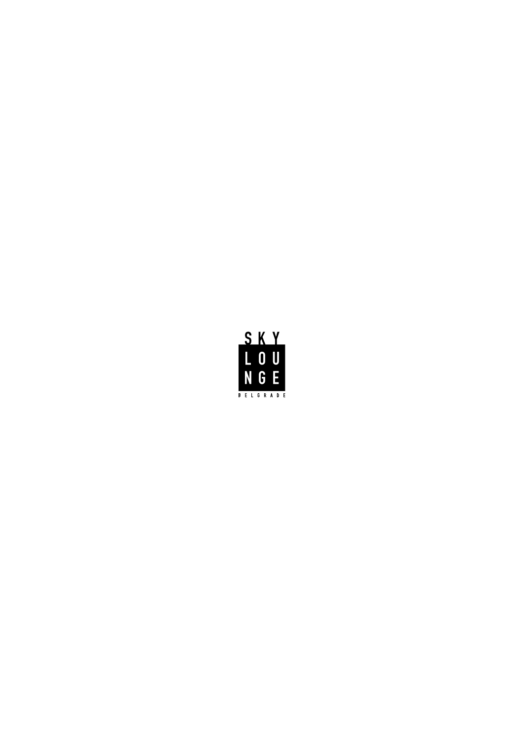SKY

LOU

NGE

BELGRADE